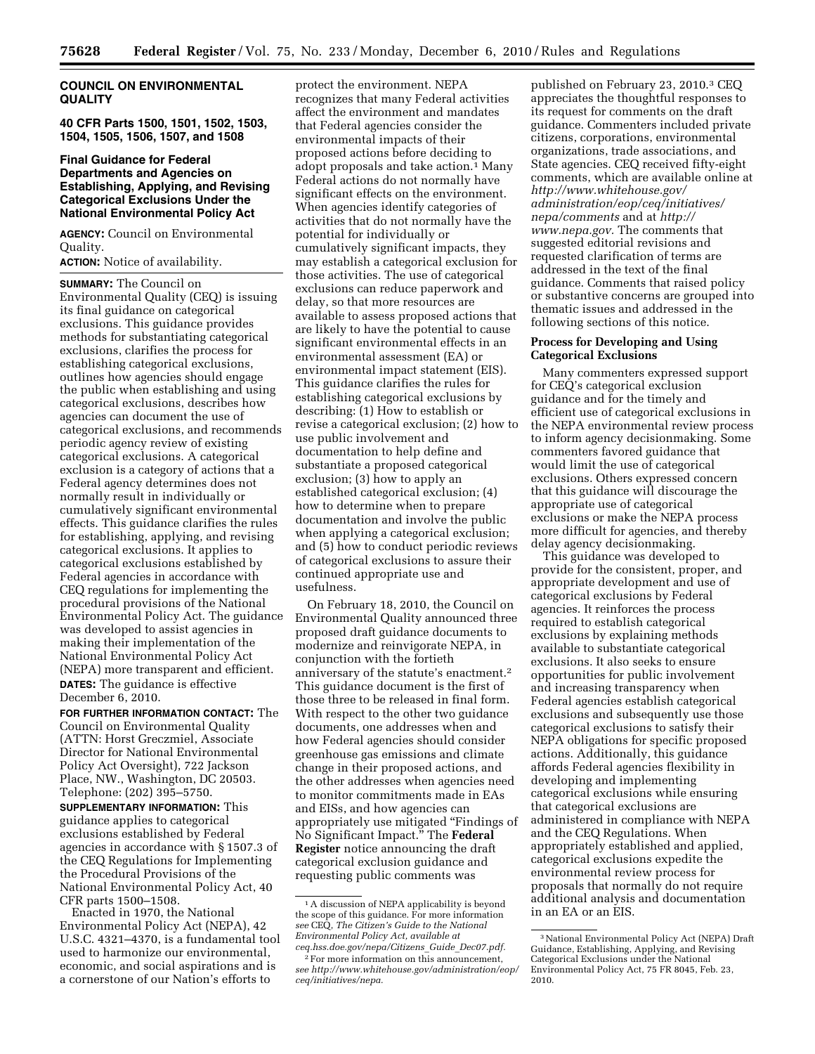## COUNCIL ON ENVIRONMENTAL QUALITY

### 40 CFR Parts 1500, 1501, 1502, 1503, 1504, 1505, 1506, 1507, and 1508

### Final Guidance for Federal Departments and Agencies on Establishing, Applying, and Revising Categorical Exclusions Under the National Environmental Policy Act

**AGENCY:** Council on Environmental Quality.

**ACTION:** Notice of availability.

**SUMMARY:** The Council on Environmental Quality (CEQ) is issuing its final guidance on categorical exclusions. This guidance provides methods for substantiating categorical exclusions, clarifies the process for establishing categorical exclusions, outlines how agencies should engage the public when establishing and using categorical exclusions, describes how agencies can document the use of categorical exclusions, and recommends periodic agency review of existing categorical exclusions. A categorical exclusion is a category of actions that a Federal agency determines does not normally result in individually or cumulatively significant environmental effects. This guidance clarifies the rules for establishing, applying, and revising categorical exclusions. It applies to categorical exclusions established by Federal agencies in accordance with CEQ regulations for implementing the procedural provisions of the National Environmental Policy Act. The guidance was developed to assist agencies in making their implementation of the National Environmental Policy Act (NEPA) more transparent and efficient.

**DATES:** The guidance is effective December 6, 2010.

**FOR FURTHER INFORMATION CONTACT:** The Council on Environmental Quality (ATTN: Horst Greczmiel, Associate Director for National Environmental Policy Act Oversight), 722 Jackson Place, NW., Washington, DC 20503. Telephone: (202) 395–5750.

**SUPPLEMENTARY INFORMATION:** This guidance applies to categorical exclusions established by Federal agencies in accordance with § 1507.3 of the CEQ Regulations for Implementing the Procedural Provisions of the National Environmental Policy Act, 40 CFR parts 1500–1508.

Enacted in 1970, the National Environmental Policy Act (NEPA), 42 U.S.C. 4321–4370, is a fundamental tool used to harmonize our environmental, economic, and social aspirations and is a cornerstone of our Nation's efforts to protect the environment. NEPA recognizes that many Federal activities affect the environment and mandates that Federal agencies consider the environmental impacts of their proposed actions before deciding to adopt proposals and take action.[1] Many Federal actions do not normally have significant effects on the environment. When agencies identify categories of activities that do not normally have the potential for individually or cumulatively significant impacts, they may establish a categorical exclusion for those activities. The use of categorical exclusions can reduce paperwork and delay, so that more resources are available to assess proposed actions that are likely to have the potential to cause significant environmental effects in an environmental assessment (EA) or environmental impact statement (EIS). This guidance clarifies the rules for establishing categorical exclusions by describing: (1) How to establish or revise a categorical exclusion; (2) how to use public involvement and documentation to help define and substantiate a proposed categorical exclusion; (3) how to apply an established categorical exclusion; (4) how to determine when to prepare documentation and involve the public when applying a categorical exclusion; and (5) how to conduct periodic reviews of categorical exclusions to assure their continued appropriate use and usefulness.

On February 18, 2010, the Council on Environmental Quality announced three proposed draft guidance documents to modernize and reinvigorate NEPA, in conjunction with the fortieth anniversary of the statute's enactment.[2] This guidance document is the first of those three to be released in final form. With respect to the other two guidance documents, one addresses when and how Federal agencies should consider greenhouse gas emissions and climate change in their proposed actions, and the other addresses when agencies need to monitor commitments made in EAs and EISs, and how agencies can appropriately use mitigated "Findings of No Significant Impact." The **Federal Register** notice announcing the draft categorical exclusion guidance and requesting public comments was published on February 23, 2010.[3] CEQ appreciates the thoughtful responses to its request for comments on the draft guidance. Commenters included private citizens, corporations, environmental organizations, trade associations, and State agencies. CEQ received fifty-eight comments, which are available online at *http://www.whitehouse.gov/administration/eop/ceq/initiatives/nepa/comments* and at *http://www.nepa.gov.* The comments that suggested editorial revisions and requested clarification of terms are addressed in the text of the final guidance. Comments that raised policy or substantive concerns are grouped into thematic issues and addressed in the following sections of this notice.

#### Process for Developing and Using Categorical Exclusions

Many commenters expressed support for CEQ's categorical exclusion guidance and for the timely and efficient use of categorical exclusions in the NEPA environmental review process to inform agency decisionmaking. Some commenters favored guidance that would limit the use of categorical exclusions. Others expressed concern that this guidance will discourage the appropriate use of categorical exclusions or make the NEPA process more difficult for agencies, and thereby delay agency decisionmaking.

This guidance was developed to provide for the consistent, proper, and appropriate development and use of categorical exclusions by Federal agencies. It reinforces the process required to establish categorical exclusions by explaining methods available to substantiate categorical exclusions. It also seeks to ensure opportunities for public involvement and increasing transparency when Federal agencies establish categorical exclusions and subsequently use those categorical exclusions to satisfy their NEPA obligations for specific proposed actions. Additionally, this guidance affords Federal agencies flexibility in developing and implementing categorical exclusions while ensuring that categorical exclusions are administered in compliance with NEPA and the CEQ Regulations. When appropriately established and applied, categorical exclusions expedite the environmental review process for proposals that normally do not require additional analysis and documentation in an EA or an EIS.

---

[1] A discussion of NEPA applicability is beyond the scope of this guidance. For more information *see* CEQ, *The Citizen's Guide to the National Environmental Policy Act, available at ceq.hss.doe.gov/nepa/Citizens_Guide_Dec07.pdf*.

[2] For more information on this announcement, *see http://www.whitehouse.gov/administration/eop/ceq/initiatives/nepa.*

[3] National Environmental Policy Act (NEPA) Draft Guidance, Establishing, Applying, and Revising Categorical Exclusions under the National Environmental Policy Act, 75 FR 8045, Feb. 23, 2010.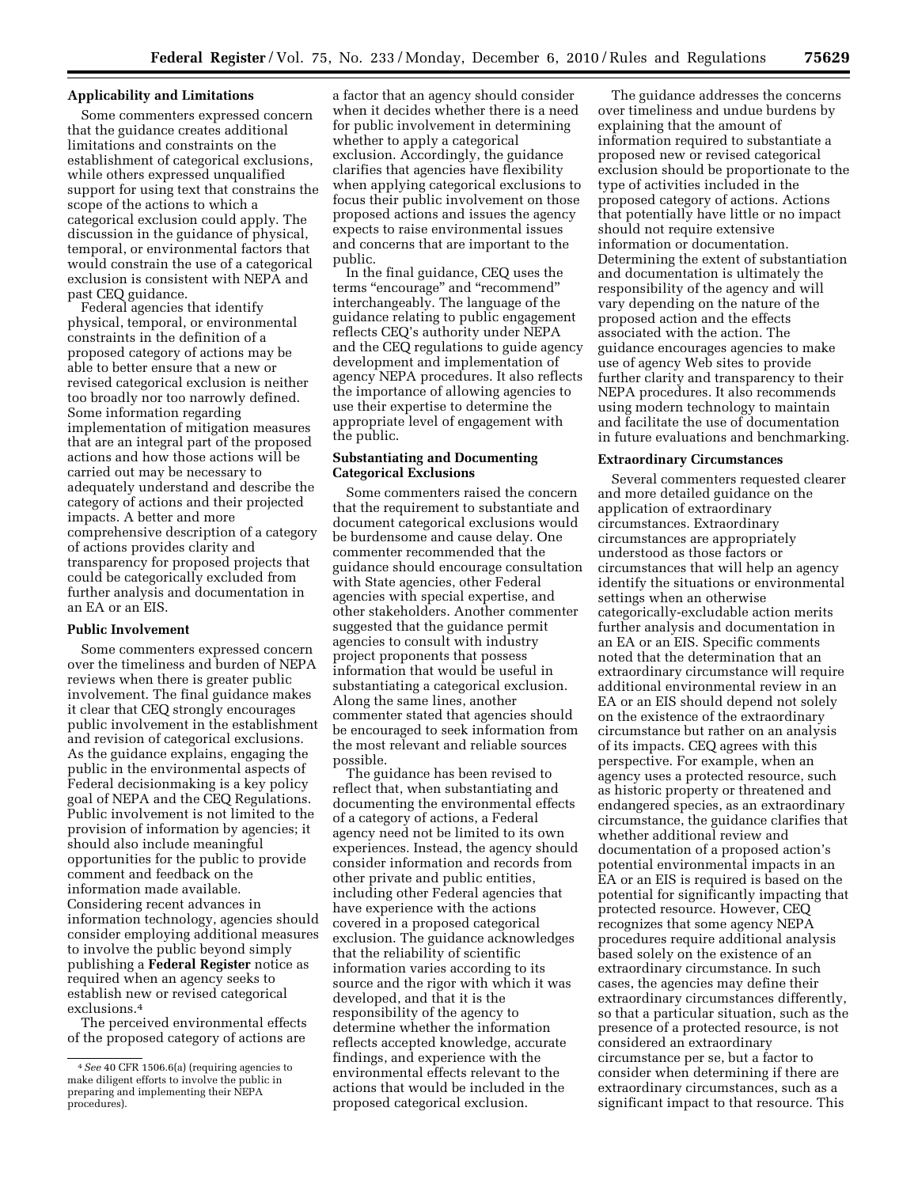**Applicability and Limitations**

Some commenters expressed concern that the guidance creates additional limitations and constraints on the establishment of categorical exclusions, while others expressed unqualified support for using text that constrains the scope of the actions to which a categorical exclusion could apply. The discussion in the guidance of physical, temporal, or environmental factors that would constrain the use of a categorical exclusion is consistent with NEPA and past CEQ guidance.

Federal agencies that identify physical, temporal, or environmental constraints in the definition of a proposed category of actions may be able to better ensure that a new or revised categorical exclusion is neither too broadly nor too narrowly defined. Some information regarding implementation of mitigation measures that are an integral part of the proposed actions and how those actions will be carried out may be necessary to adequately understand and describe the category of actions and their projected impacts. A better and more comprehensive description of a category of actions provides clarity and transparency for proposed projects that could be categorically excluded from further analysis and documentation in an EA or an EIS.

**Public Involvement**

Some commenters expressed concern over the timeliness and burden of NEPA reviews when there is greater public involvement. The final guidance makes it clear that CEQ strongly encourages public involvement in the establishment and revision of categorical exclusions. As the guidance explains, engaging the public in the environmental aspects of Federal decisionmaking is a key policy goal of NEPA and the CEQ Regulations. Public involvement is not limited to the provision of information by agencies; it should also include meaningful opportunities for the public to provide comment and feedback on the information made available. Considering recent advances in information technology, agencies should consider employing additional measures to involve the public beyond simply publishing a **Federal Register** notice as required when an agency seeks to establish new or revised categorical exclusions.[4]

The perceived environmental effects of the proposed category of actions are a factor that an agency should consider when it decides whether there is a need for public involvement in determining whether to apply a categorical exclusion. Accordingly, the guidance clarifies that agencies have flexibility when applying categorical exclusions to focus their public involvement on those proposed actions and issues the agency expects to raise environmental issues and concerns that are important to the public.

In the final guidance, CEQ uses the terms "encourage" and "recommend" interchangeably. The language of the guidance relating to public engagement reflects CEQ's authority under NEPA and the CEQ regulations to guide agency development and implementation of agency NEPA procedures. It also reflects the importance of allowing agencies to use their expertise to determine the appropriate level of engagement with the public.

**Substantiating and Documenting Categorical Exclusions**

Some commenters raised the concern that the requirement to substantiate and document categorical exclusions would be burdensome and cause delay. One commenter recommended that the guidance should encourage consultation with State agencies, other Federal agencies with special expertise, and other stakeholders. Another commenter suggested that the guidance permit agencies to consult with industry project proponents that possess information that would be useful in substantiating a categorical exclusion. Along the same lines, another commenter stated that agencies should be encouraged to seek information from the most relevant and reliable sources possible.

The guidance has been revised to reflect that, when substantiating and documenting the environmental effects of a category of actions, a Federal agency need not be limited to its own experiences. Instead, the agency should consider information and records from other private and public entities, including other Federal agencies that have experience with the actions covered in a proposed categorical exclusion. The guidance acknowledges that the reliability of scientific information varies according to its source and the rigor with which it was developed, and that it is the responsibility of the agency to determine whether the information reflects accepted knowledge, accurate findings, and experience with the environmental effects relevant to the actions that would be included in the proposed categorical exclusion.

The guidance addresses the concerns over timeliness and undue burdens by explaining that the amount of information required to substantiate a proposed new or revised categorical exclusion should be proportionate to the type of activities included in the proposed category of actions. Actions that potentially have little or no impact should not require extensive information or documentation. Determining the extent of substantiation and documentation is ultimately the responsibility of the agency and will vary depending on the nature of the proposed action and the effects associated with the action. The guidance encourages agencies to make use of agency Web sites to provide further clarity and transparency to their NEPA procedures. It also recommends using modern technology to maintain and facilitate the use of documentation in future evaluations and benchmarking.

**Extraordinary Circumstances**

Several commenters requested clearer and more detailed guidance on the application of extraordinary circumstances. Extraordinary circumstances are appropriately understood as those factors or circumstances that will help an agency identify the situations or environmental settings when an otherwise categorically-excludable action merits further analysis and documentation in an EA or an EIS. Specific comments noted that the determination that an extraordinary circumstance will require additional environmental review in an EA or an EIS should depend not solely on the existence of the extraordinary circumstance but rather on an analysis of its impacts. CEQ agrees with this perspective. For example, when an agency uses a protected resource, such as historic property or threatened and endangered species, as an extraordinary circumstance, the guidance clarifies that whether additional review and documentation of a proposed action's potential environmental impacts in an EA or an EIS is required is based on the potential for significantly impacting that protected resource. However, CEQ recognizes that some agency NEPA procedures require additional analysis based solely on the existence of an extraordinary circumstance. In such cases, the agencies may define their extraordinary circumstances differently, so that a particular situation, such as the presence of a protected resource, is not considered an extraordinary circumstance per se, but a factor to consider when determining if there are extraordinary circumstances, such as a significant impact to that resource. This

---

[4] *See* 40 CFR 1506.6(a) (requiring agencies to make diligent efforts to involve the public in preparing and implementing their NEPA procedures).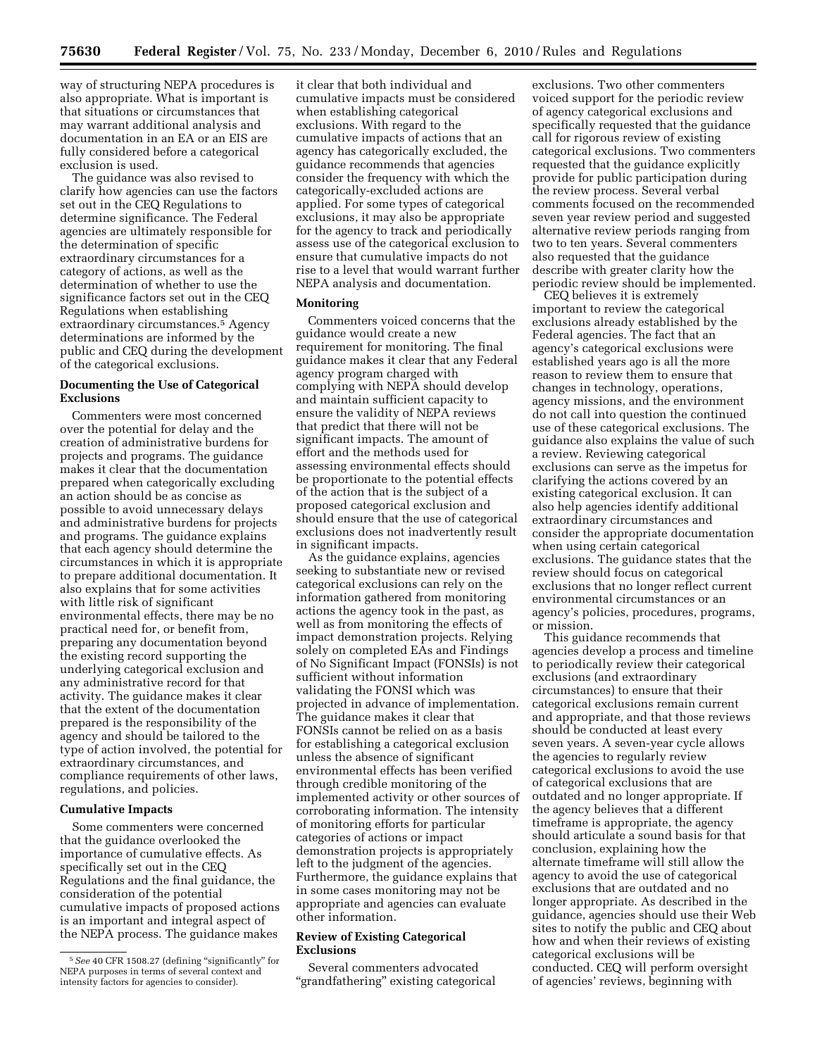way of structuring NEPA procedures is also appropriate. What is important is that situations or circumstances that may warrant additional analysis and documentation in an EA or an EIS are fully considered before a categorical exclusion is used.

The guidance was also revised to clarify how agencies can use the factors set out in the CEQ Regulations to determine significance. The Federal agencies are ultimately responsible for the determination of specific extraordinary circumstances for a category of actions, as well as the determination of whether to use the significance factors set out in the CEQ Regulations when establishing extraordinary circumstances.[5] Agency determinations are informed by the public and CEQ during the development of the categorical exclusions.

**Documenting the Use of Categorical Exclusions**

Commenters were most concerned over the potential for delay and the creation of administrative burdens for projects and programs. The guidance makes it clear that the documentation prepared when categorically excluding an action should be as concise as possible to avoid unnecessary delays and administrative burdens for projects and programs. The guidance explains that each agency should determine the circumstances in which it is appropriate to prepare additional documentation. It also explains that for some activities with little risk of significant environmental effects, there may be no practical need for, or benefit from, preparing any documentation beyond the existing record supporting the underlying categorical exclusion and any administrative record for that activity. The guidance makes it clear that the extent of the documentation prepared is the responsibility of the agency and should be tailored to the type of action involved, the potential for extraordinary circumstances, and compliance requirements of other laws, regulations, and policies.

**Cumulative Impacts**

Some commenters were concerned that the guidance overlooked the importance of cumulative effects. As specifically set out in the CEQ Regulations and the final guidance, the consideration of the potential cumulative impacts of proposed actions is an important and integral aspect of the NEPA process. The guidance makes it clear that both individual and cumulative impacts must be considered when establishing categorical exclusions. With regard to the cumulative impacts of actions that an agency has categorically excluded, the guidance recommends that agencies consider the frequency with which the categorically-excluded actions are applied. For some types of categorical exclusions, it may also be appropriate for the agency to track and periodically assess use of the categorical exclusion to ensure that cumulative impacts do not rise to a level that would warrant further NEPA analysis and documentation.

**Monitoring**

Commenters voiced concerns that the guidance would create a new requirement for monitoring. The final guidance makes it clear that any Federal agency program charged with complying with NEPA should develop and maintain sufficient capacity to ensure the validity of NEPA reviews that predict that there will not be significant impacts. The amount of effort and the methods used for assessing environmental effects should be proportionate to the potential effects of the action that is the subject of a proposed categorical exclusion and should ensure that the use of categorical exclusions does not inadvertently result in significant impacts.

As the guidance explains, agencies seeking to substantiate new or revised categorical exclusions can rely on the information gathered from monitoring actions the agency took in the past, as well as from monitoring the effects of impact demonstration projects. Relying solely on completed EAs and Findings of No Significant Impact (FONSIs) is not sufficient without information validating the FONSI which was projected in advance of implementation. The guidance makes it clear that FONSIs cannot be relied on as a basis for establishing a categorical exclusion unless the absence of significant environmental effects has been verified through credible monitoring of the implemented activity or other sources of corroborating information. The intensity of monitoring efforts for particular categories of actions or impact demonstration projects is appropriately left to the judgment of the agencies. Furthermore, the guidance explains that in some cases monitoring may not be appropriate and agencies can evaluate other information.

**Review of Existing Categorical Exclusions**

Several commenters advocated "grandfathering" existing categorical exclusions. Two other commenters voiced support for the periodic review of agency categorical exclusions and specifically requested that the guidance call for rigorous review of existing categorical exclusions. Two commenters requested that the guidance explicitly provide for public participation during the review process. Several verbal comments focused on the recommended seven year review period and suggested alternative review periods ranging from two to ten years. Several commenters also requested that the guidance describe with greater clarity how the periodic review should be implemented.

CEQ believes it is extremely important to review the categorical exclusions already established by the Federal agencies. The fact that an agency's categorical exclusions were established years ago is all the more reason to review them to ensure that changes in technology, operations, agency missions, and the environment do not call into question the continued use of these categorical exclusions. The guidance also explains the value of such a review. Reviewing categorical exclusions can serve as the impetus for clarifying the actions covered by an existing categorical exclusion. It can also help agencies identify additional extraordinary circumstances and consider the appropriate documentation when using certain categorical exclusions. The guidance states that the review should focus on categorical exclusions that no longer reflect current environmental circumstances or an agency's policies, procedures, programs, or mission.

This guidance recommends that agencies develop a process and timeline to periodically review their categorical exclusions (and extraordinary circumstances) to ensure that their categorical exclusions remain current and appropriate, and that those reviews should be conducted at least every seven years. A seven-year cycle allows the agencies to regularly review categorical exclusions to avoid the use of categorical exclusions that are outdated and no longer appropriate. If the agency believes that a different timeframe is appropriate, the agency should articulate a sound basis for that conclusion, explaining how the alternate timeframe will still allow the agency to avoid the use of categorical exclusions that are outdated and no longer appropriate. As described in the guidance, agencies should use their Web sites to notify the public and CEQ about how and when their reviews of existing categorical exclusions will be conducted. CEQ will perform oversight of agencies' reviews, beginning with

---

[5] *See* 40 CFR 1508.27 (defining "significantly" for NEPA purposes in terms of several context and intensity factors for agencies to consider).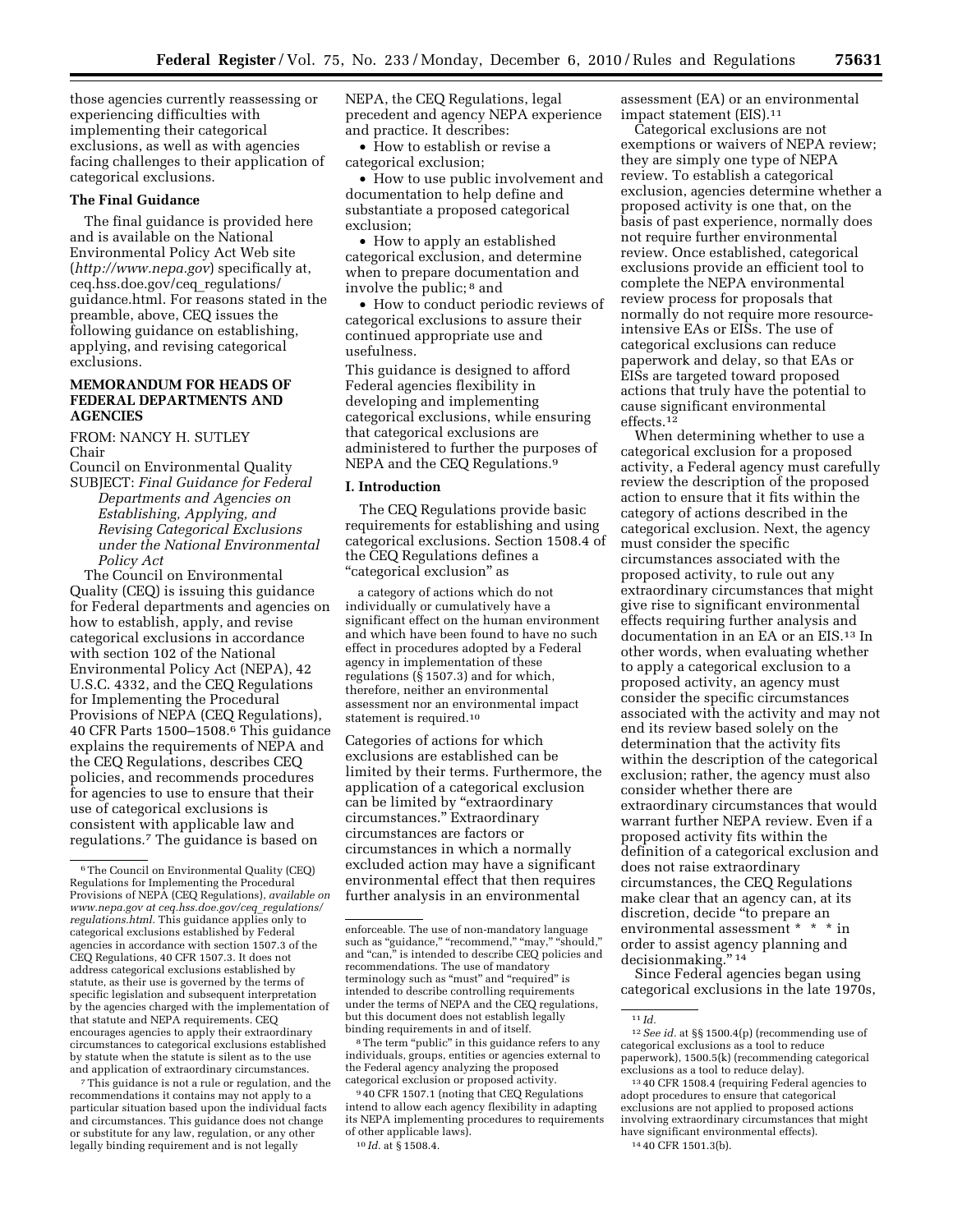those agencies currently reassessing or experiencing difficulties with implementing their categorical exclusions, as well as with agencies facing challenges to their application of categorical exclusions.

**The Final Guidance**

The final guidance is provided here and is available on the National Environmental Policy Act Web site (*http://www.nepa.gov*) specifically at, ceq.hss.doe.gov/ceq_regulations/guidance.html. For reasons stated in the preamble, above, CEQ issues the following guidance on establishing, applying, and revising categorical exclusions.

**MEMORANDUM FOR HEADS OF FEDERAL DEPARTMENTS AND AGENCIES**

FROM: NANCY H. SUTLEY
Chair
Council on Environmental Quality

SUBJECT: *Final Guidance for Federal Departments and Agencies on Establishing, Applying, and Revising Categorical Exclusions under the National Environmental Policy Act*

The Council on Environmental Quality (CEQ) is issuing this guidance for Federal departments and agencies on how to establish, apply, and revise categorical exclusions in accordance with section 102 of the National Environmental Policy Act (NEPA), 42 U.S.C. 4332, and the CEQ Regulations for Implementing the Procedural Provisions of NEPA (CEQ Regulations), 40 CFR Parts 1500–1508.[6] This guidance explains the requirements of NEPA and the CEQ Regulations, describes CEQ policies, and recommends procedures for agencies to use to ensure that their use of categorical exclusions is consistent with applicable law and regulations.[7] The guidance is based on NEPA, the CEQ Regulations, legal precedent and agency NEPA experience and practice. It describes:

- How to establish or revise a categorical exclusion;
- How to use public involvement and documentation to help define and substantiate a proposed categorical exclusion;
- How to apply an established categorical exclusion, and determine when to prepare documentation and involve the public;[8] and
- How to conduct periodic reviews of categorical exclusions to assure their continued appropriate use and usefulness.

This guidance is designed to afford Federal agencies flexibility in developing and implementing categorical exclusions, while ensuring that categorical exclusions are administered to further the purposes of NEPA and the CEQ Regulations.[9]

**I. Introduction**

The CEQ Regulations provide basic requirements for establishing and using categorical exclusions. Section 1508.4 of the CEQ Regulations defines a "categorical exclusion" as

> a category of actions which do not individually or cumulatively have a significant effect on the human environment and which have been found to have no such effect in procedures adopted by a Federal agency in implementation of these regulations (§ 1507.3) and for which, therefore, neither an environmental assessment nor an environmental impact statement is required.[10]

Categories of actions for which exclusions are established can be limited by their terms. Furthermore, the application of a categorical exclusion can be limited by "extraordinary circumstances." Extraordinary circumstances are factors or circumstances in which a normally excluded action may have a significant environmental effect that then requires further analysis in an environmental assessment (EA) or an environmental impact statement (EIS).[11]

Categorical exclusions are not exemptions or waivers of NEPA review; they are simply one type of NEPA review. To establish a categorical exclusion, agencies determine whether a proposed activity is one that, on the basis of past experience, normally does not require further environmental review. Once established, categorical exclusions provide an efficient tool to complete the NEPA environmental review process for proposals that normally do not require more resource-intensive EAs or EISs. The use of categorical exclusions can reduce paperwork and delay, so that EAs or EISs are targeted toward proposed actions that truly have the potential to cause significant environmental effects.[12]

When determining whether to use a categorical exclusion for a proposed activity, a Federal agency must carefully review the description of the proposed action to ensure that it fits within the category of actions described in the categorical exclusion. Next, the agency must consider the specific circumstances associated with the proposed activity, to rule out any extraordinary circumstances that might give rise to significant environmental effects requiring further analysis and documentation in an EA or an EIS.[13] In other words, when evaluating whether to apply a categorical exclusion to a proposed activity, an agency must consider the specific circumstances associated with the activity and may not end its review based solely on the determination that the activity fits within the description of the categorical exclusion; rather, the agency must also consider whether there are extraordinary circumstances that would warrant further NEPA review. Even if a proposed activity fits within the definition of a categorical exclusion and does not raise extraordinary circumstances, the CEQ Regulations make clear that an agency can, at its discretion, decide "to prepare an environmental assessment * * * in order to assist agency planning and decisionmaking." [14]

Since Federal agencies began using categorical exclusions in the late 1970s,

---

[6] The Council on Environmental Quality (CEQ) Regulations for Implementing the Procedural Provisions of NEPA (CEQ Regulations), *available on www.nepa.gov at ceq.hss.doe.gov/ceq_regulations/regulations.html.* This guidance applies only to categorical exclusions established by Federal agencies in accordance with section 1507.3 of the CEQ Regulations, 40 CFR 1507.3. It does not address categorical exclusions established by statute, as their use is governed by the terms of specific legislation and subsequent interpretation by the agencies charged with the implementation of that statute and NEPA requirements. CEQ encourages agencies to apply their extraordinary circumstances to categorical exclusions established by statute when the statute is silent as to the use and application of extraordinary circumstances.

[7] This guidance is not a rule or regulation, and the recommendations it contains may not apply to a particular situation based upon the individual facts and circumstances. This guidance does not change or substitute for any law, regulation, or any other legally binding requirement and is not legally enforceable. The use of non-mandatory language such as "guidance," "recommend," "may," "should," and "can," is intended to describe CEQ policies and recommendations. The use of mandatory terminology such as "must" and "required" is intended to describe controlling requirements under the terms of NEPA and the CEQ regulations, but this document does not establish legally binding requirements in and of itself.

[8] The term "public" in this guidance refers to any individuals, groups, entities or agencies external to the Federal agency analyzing the proposed categorical exclusion or proposed activity.

[9] 40 CFR 1507.1 (noting that CEQ Regulations intend to allow each agency flexibility in adapting its NEPA implementing procedures to requirements of other applicable laws).

[10] *Id.* at § 1508.4.

[11] *Id.*

[12] *See id.* at §§ 1500.4(p) (recommending use of categorical exclusions as a tool to reduce paperwork), 1500.5(k) (recommending categorical exclusions as a tool to reduce delay).

[13] 40 CFR 1508.4 (requiring Federal agencies to adopt procedures to ensure that categorical exclusions are not applied to proposed actions involving extraordinary circumstances that might have significant environmental effects).

[14] 40 CFR 1501.3(b).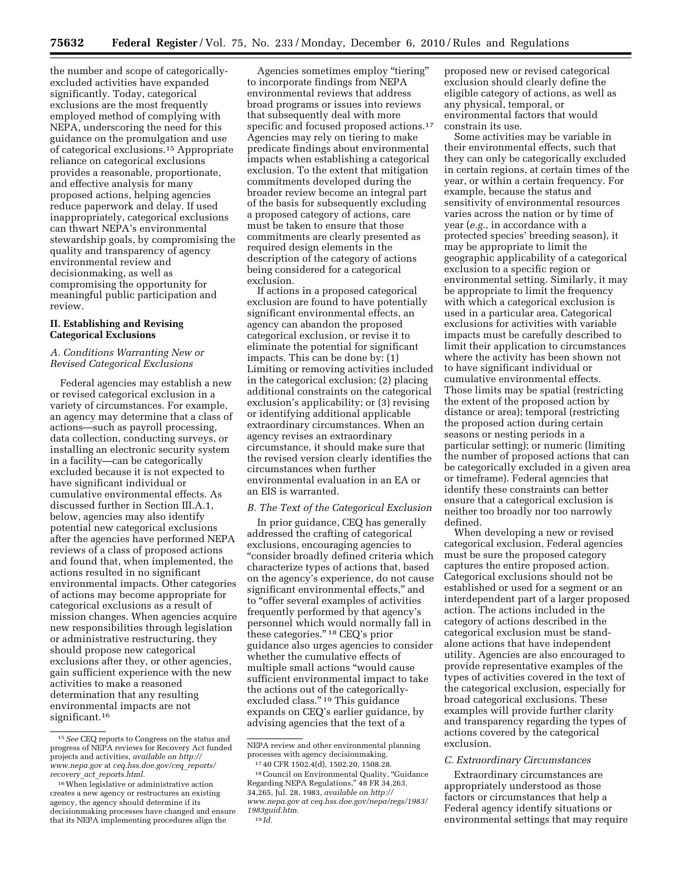the number and scope of categorically-excluded activities have expanded significantly. Today, categorical exclusions are the most frequently employed method of complying with NEPA, underscoring the need for this guidance on the promulgation and use of categorical exclusions.[15] Appropriate reliance on categorical exclusions provides a reasonable, proportionate, and effective analysis for many proposed actions, helping agencies reduce paperwork and delay. If used inappropriately, categorical exclusions can thwart NEPA's environmental stewardship goals, by compromising the quality and transparency of agency environmental review and decisionmaking, as well as compromising the opportunity for meaningful public participation and review.

## II. Establishing and Revising Categorical Exclusions

### *A. Conditions Warranting New or Revised Categorical Exclusions*

Federal agencies may establish a new or revised categorical exclusion in a variety of circumstances. For example, an agency may determine that a class of actions—such as payroll processing, data collection, conducting surveys, or installing an electronic security system in a facility—can be categorically excluded because it is not expected to have significant individual or cumulative environmental effects. As discussed further in Section III.A.1, below, agencies may also identify potential new categorical exclusions after the agencies have performed NEPA reviews of a class of proposed actions and found that, when implemented, the actions resulted in no significant environmental impacts. Other categories of actions may become appropriate for categorical exclusions as a result of mission changes. When agencies acquire new responsibilities through legislation or administrative restructuring, they should propose new categorical exclusions after they, or other agencies, gain sufficient experience with the new activities to make a reasoned determination that any resulting environmental impacts are not significant.[16]

Agencies sometimes employ "tiering" to incorporate findings from NEPA environmental reviews that address broad programs or issues into reviews that subsequently deal with more specific and focused proposed actions.[17] Agencies may rely on tiering to make predicate findings about environmental impacts when establishing a categorical exclusion. To the extent that mitigation commitments developed during the broader review become an integral part of the basis for subsequently excluding a proposed category of actions, care must be taken to ensure that those commitments are clearly presented as required design elements in the description of the category of actions being considered for a categorical exclusion.

If actions in a proposed categorical exclusion are found to have potentially significant environmental effects, an agency can abandon the proposed categorical exclusion, or revise it to eliminate the potential for significant impacts. This can be done by: (1) Limiting or removing activities included in the categorical exclusion; (2) placing additional constraints on the categorical exclusion's applicability; or (3) revising or identifying additional applicable extraordinary circumstances. When an agency revises an extraordinary circumstance, it should make sure that the revised version clearly identifies the circumstances when further environmental evaluation in an EA or an EIS is warranted.

### *B. The Text of the Categorical Exclusion*

In prior guidance, CEQ has generally addressed the crafting of categorical exclusions, encouraging agencies to "consider broadly defined criteria which characterize types of actions that, based on the agency's experience, do not cause significant environmental effects," and to "offer several examples of activities frequently performed by that agency's personnel which would normally fall in these categories." [18] CEQ's prior guidance also urges agencies to consider whether the cumulative effects of multiple small actions "would cause sufficient environmental impact to take the actions out of the categorically-excluded class." [19] This guidance expands on CEQ's earlier guidance, by advising agencies that the text of a proposed new or revised categorical exclusion should clearly define the eligible category of actions, as well as any physical, temporal, or environmental factors that would constrain its use.

Some activities may be variable in their environmental effects, such that they can only be categorically excluded in certain regions, at certain times of the year, or within a certain frequency. For example, because the status and sensitivity of environmental resources varies across the nation or by time of year (*e.g.,* in accordance with a protected species' breeding season), it may be appropriate to limit the geographic applicability of a categorical exclusion to a specific region or environmental setting. Similarly, it may be appropriate to limit the frequency with which a categorical exclusion is used in a particular area. Categorical exclusions for activities with variable impacts must be carefully described to limit their application to circumstances where the activity has been shown not to have significant individual or cumulative environmental effects. Those limits may be spatial (restricting the extent of the proposed action by distance or area); temporal (restricting the proposed action during certain seasons or nesting periods in a particular setting); or numeric (limiting the number of proposed actions that can be categorically excluded in a given area or timeframe). Federal agencies that identify these constraints can better ensure that a categorical exclusion is neither too broadly nor too narrowly defined.

When developing a new or revised categorical exclusion, Federal agencies must be sure the proposed category captures the entire proposed action. Categorical exclusions should not be established or used for a segment or an interdependent part of a larger proposed action. The actions included in the category of actions described in the categorical exclusion must be stand-alone actions that have independent utility. Agencies are also encouraged to provide representative examples of the types of activities covered in the text of the categorical exclusion, especially for broad categorical exclusions. These examples will provide further clarity and transparency regarding the types of actions covered by the categorical exclusion.

### *C. Extraordinary Circumstances*

Extraordinary circumstances are appropriately understood as those factors or circumstances that help a Federal agency identify situations or environmental settings that may require

---

[15] *See* CEQ reports to Congress on the status and progress of NEPA reviews for Recovery Act funded projects and activities, *available on http://www.nepa.gov* at *ceq.hss.doe.gov/ceq_reports/recovery_act_reports.html.*

[16] When legislative or administrative action creates a new agency or restructures an existing agency, the agency should determine if its decisionmaking processes have changed and ensure that its NEPA implementing procedures align the NEPA review and other environmental planning processes with agency decisionmaking.

[17] 40 CFR 1502.4(d), 1502.20, 1508.28.

[18] Council on Environmental Quality, "Guidance Regarding NEPA Regulations," 48 FR 34,263, 34,265, Jul. 28, 1983, *available on http://www.nepa.gov at ceq.hss.doe.gov/nepa/regs/1983/1983guid.htm.*

[19] *Id.*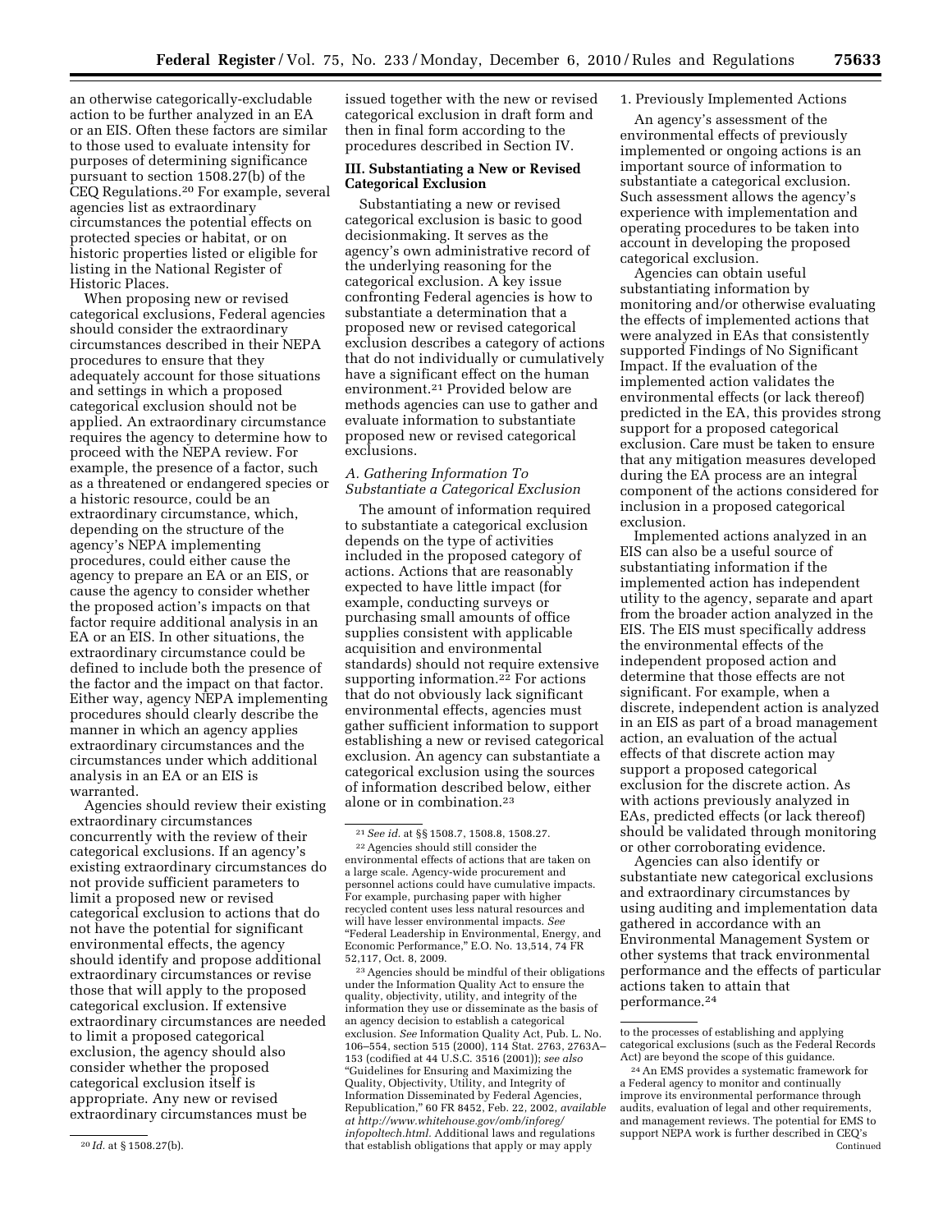an otherwise categorically-excludable action to be further analyzed in an EA or an EIS. Often these factors are similar to those used to evaluate intensity for purposes of determining significance pursuant to section 1508.27(b) of the CEQ Regulations.[20] For example, several agencies list as extraordinary circumstances the potential effects on protected species or habitat, or on historic properties listed or eligible for listing in the National Register of Historic Places.

When proposing new or revised categorical exclusions, Federal agencies should consider the extraordinary circumstances described in their NEPA procedures to ensure that they adequately account for those situations and settings in which a proposed categorical exclusion should not be applied. An extraordinary circumstance requires the agency to determine how to proceed with the NEPA review. For example, the presence of a factor, such as a threatened or endangered species or a historic resource, could be an extraordinary circumstance, which, depending on the structure of the agency's NEPA implementing procedures, could either cause the agency to prepare an EA or an EIS, or cause the agency to consider whether the proposed action's impacts on that factor require additional analysis in an EA or an EIS. In other situations, the extraordinary circumstance could be defined to include both the presence of the factor and the impact on that factor. Either way, agency NEPA implementing procedures should clearly describe the manner in which an agency applies extraordinary circumstances and the circumstances under which additional analysis in an EA or an EIS is warranted.

Agencies should review their existing extraordinary circumstances concurrently with the review of their categorical exclusions. If an agency's existing extraordinary circumstances do not provide sufficient parameters to limit a proposed new or revised categorical exclusion to actions that do not have the potential for significant environmental effects, the agency should identify and propose additional extraordinary circumstances or revise those that will apply to the proposed categorical exclusion. If extensive extraordinary circumstances are needed to limit a proposed categorical exclusion, the agency should also consider whether the proposed categorical exclusion itself is appropriate. Any new or revised extraordinary circumstances must be issued together with the new or revised categorical exclusion in draft form and then in final form according to the procedures described in Section IV.

## III. Substantiating a New or Revised Categorical Exclusion

Substantiating a new or revised categorical exclusion is basic to good decisionmaking. It serves as the agency's own administrative record of the underlying reasoning for the categorical exclusion. A key issue confronting Federal agencies is how to substantiate a determination that a proposed new or revised categorical exclusion describes a category of actions that do not individually or cumulatively have a significant effect on the human environment.[21] Provided below are methods agencies can use to gather and evaluate information to substantiate proposed new or revised categorical exclusions.

### *A. Gathering Information To Substantiate a Categorical Exclusion*

The amount of information required to substantiate a categorical exclusion depends on the type of activities included in the proposed category of actions. Actions that are reasonably expected to have little impact (for example, conducting surveys or purchasing small amounts of office supplies consistent with applicable acquisition and environmental standards) should not require extensive supporting information.[22] For actions that do not obviously lack significant environmental effects, agencies must gather sufficient information to support establishing a new or revised categorical exclusion. An agency can substantiate a categorical exclusion using the sources of information described below, either alone or in combination.[23]

1. Previously Implemented Actions

An agency's assessment of the environmental effects of previously implemented or ongoing actions is an important source of information to substantiate a categorical exclusion. Such assessment allows the agency's experience with implementation and operating procedures to be taken into account in developing the proposed categorical exclusion.

Agencies can obtain useful substantiating information by monitoring and/or otherwise evaluating the effects of implemented actions that were analyzed in EAs that consistently supported Findings of No Significant Impact. If the evaluation of the implemented action validates the environmental effects (or lack thereof) predicted in the EA, this provides strong support for a proposed categorical exclusion. Care must be taken to ensure that any mitigation measures developed during the EA process are an integral component of the actions considered for inclusion in a proposed categorical exclusion.

Implemented actions analyzed in an EIS can also be a useful source of substantiating information if the implemented action has independent utility to the agency, separate and apart from the broader action analyzed in the EIS. The EIS must specifically address the environmental effects of the independent proposed action and determine that those effects are not significant. For example, when a discrete, independent action is analyzed in an EIS as part of a broad management action, an evaluation of the actual effects of that discrete action may support a proposed categorical exclusion for the discrete action. As with actions previously analyzed in EAs, predicted effects (or lack thereof) should be validated through monitoring or other corroborating evidence.

Agencies can also identify or substantiate new categorical exclusions and extraordinary circumstances by using auditing and implementation data gathered in accordance with an Environmental Management System or other systems that track environmental performance and the effects of particular actions taken to attain that performance.[24]

---

[20] *Id.* at § 1508.27(b).

[21] *See id.* at §§ 1508.7, 1508.8, 1508.27.

[22] Agencies should still consider the environmental effects of actions that are taken on a large scale. Agency-wide procurement and personnel actions could have cumulative impacts. For example, purchasing paper with higher recycled content uses less natural resources and will have lesser environmental impacts. *See* "Federal Leadership in Environmental, Energy, and Economic Performance," E.O. No. 13,514, 74 FR 52,117, Oct. 8, 2009.

[23] Agencies should be mindful of their obligations under the Information Quality Act to ensure the quality, objectivity, utility, and integrity of the information they use or disseminate as the basis of an agency decision to establish a categorical exclusion. *See* Information Quality Act, Pub. L. No. 106–554, section 515 (2000), 114 Stat. 2763, 2763A–153 (codified at 44 U.S.C. 3516 (2001)); *see also* "Guidelines for Ensuring and Maximizing the Quality, Objectivity, Utility, and Integrity of Information Disseminated by Federal Agencies, Republication," 60 FR 8452, Feb. 22, 2002, *available at http://www.whitehouse.gov/omb/inforeg/infopoltech.html.* Additional laws and regulations that establish obligations that apply or may apply to the processes of establishing and applying categorical exclusions (such as the Federal Records Act) are beyond the scope of this guidance.

[24] An EMS provides a systematic framework for a Federal agency to monitor and continually improve its environmental performance through audits, evaluation of legal and other requirements, and management reviews. The potential for EMS to support NEPA work is further described in CEQ's

Continued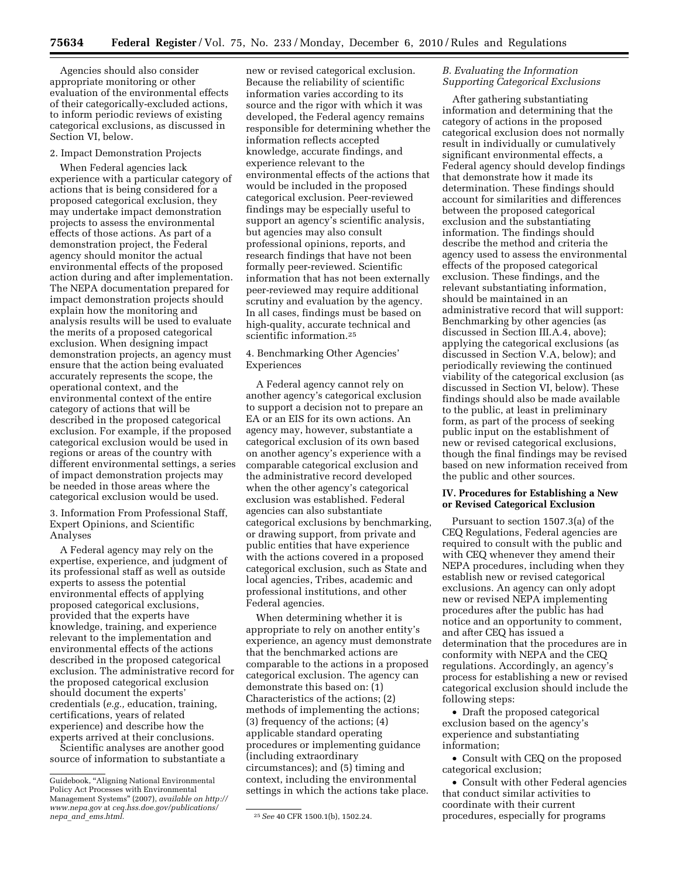Agencies should also consider appropriate monitoring or other evaluation of the environmental effects of their categorically-excluded actions, to inform periodic reviews of existing categorical exclusions, as discussed in Section VI, below.

2. Impact Demonstration Projects

When Federal agencies lack experience with a particular category of actions that is being considered for a proposed categorical exclusion, they may undertake impact demonstration projects to assess the environmental effects of those actions. As part of a demonstration project, the Federal agency should monitor the actual environmental effects of the proposed action during and after implementation. The NEPA documentation prepared for impact demonstration projects should explain how the monitoring and analysis results will be used to evaluate the merits of a proposed categorical exclusion. When designing impact demonstration projects, an agency must ensure that the action being evaluated accurately represents the scope, the operational context, and the environmental context of the entire category of actions that will be described in the proposed categorical exclusion. For example, if the proposed categorical exclusion would be used in regions or areas of the country with different environmental settings, a series of impact demonstration projects may be needed in those areas where the categorical exclusion would be used.

3. Information From Professional Staff, Expert Opinions, and Scientific Analyses

A Federal agency may rely on the expertise, experience, and judgment of its professional staff as well as outside experts to assess the potential environmental effects of applying proposed categorical exclusions, provided that the experts have knowledge, training, and experience relevant to the implementation and environmental effects of the actions described in the proposed categorical exclusion. The administrative record for the proposed categorical exclusion should document the experts' credentials (*e.g.,* education, training, certifications, years of related experience) and describe how the experts arrived at their conclusions.

Scientific analyses are another good source of information to substantiate a new or revised categorical exclusion. Because the reliability of scientific information varies according to its source and the rigor with which it was developed, the Federal agency remains responsible for determining whether the information reflects accepted knowledge, accurate findings, and experience relevant to the environmental effects of the actions that would be included in the proposed categorical exclusion. Peer-reviewed findings may be especially useful to support an agency's scientific analysis, but agencies may also consult professional opinions, reports, and research findings that have not been formally peer-reviewed. Scientific information that has not been externally peer-reviewed may require additional scrutiny and evaluation by the agency. In all cases, findings must be based on high-quality, accurate technical and scientific information.[25]

4. Benchmarking Other Agencies' Experiences

A Federal agency cannot rely on another agency's categorical exclusion to support a decision not to prepare an EA or an EIS for its own actions. An agency may, however, substantiate a categorical exclusion of its own based on another agency's experience with a comparable categorical exclusion and the administrative record developed when the other agency's categorical exclusion was established. Federal agencies can also substantiate categorical exclusions by benchmarking, or drawing support, from private and public entities that have experience with the actions covered in a proposed categorical exclusion, such as State and local agencies, Tribes, academic and professional institutions, and other Federal agencies.

When determining whether it is appropriate to rely on another entity's experience, an agency must demonstrate that the benchmarked actions are comparable to the actions in a proposed categorical exclusion. The agency can demonstrate this based on: (1) Characteristics of the actions; (2) methods of implementing the actions; (3) frequency of the actions; (4) applicable standard operating procedures or implementing guidance (including extraordinary circumstances); and (5) timing and context, including the environmental settings in which the actions take place.

### *B. Evaluating the Information Supporting Categorical Exclusions*

After gathering substantiating information and determining that the category of actions in the proposed categorical exclusion does not normally result in individually or cumulatively significant environmental effects, a Federal agency should develop findings that demonstrate how it made its determination. These findings should account for similarities and differences between the proposed categorical exclusion and the substantiating information. The findings should describe the method and criteria the agency used to assess the environmental effects of the proposed categorical exclusion. These findings, and the relevant substantiating information, should be maintained in an administrative record that will support: Benchmarking by other agencies (as discussed in Section III.A.4, above); applying the categorical exclusions (as discussed in Section V.A, below); and periodically reviewing the continued viability of the categorical exclusion (as discussed in Section VI, below). These findings should also be made available to the public, at least in preliminary form, as part of the process of seeking public input on the establishment of new or revised categorical exclusions, though the final findings may be revised based on new information received from the public and other sources.

## IV. Procedures for Establishing a New or Revised Categorical Exclusion

Pursuant to section 1507.3(a) of the CEQ Regulations, Federal agencies are required to consult with the public and with CEQ whenever they amend their NEPA procedures, including when they establish new or revised categorical exclusions. An agency can only adopt new or revised NEPA implementing procedures after the public has had notice and an opportunity to comment, and after CEQ has issued a determination that the procedures are in conformity with NEPA and the CEQ regulations. Accordingly, an agency's process for establishing a new or revised categorical exclusion should include the following steps:

- Draft the proposed categorical exclusion based on the agency's experience and substantiating information;
- Consult with CEQ on the proposed categorical exclusion;
- Consult with other Federal agencies that conduct similar activities to coordinate with their current procedures, especially for programs

---

Guidebook, "Aligning National Environmental Policy Act Processes with Environmental Management Systems" (2007), *available on http://www.nepa.gov* at *ceq.hss.doe.gov/publications/nepa_and_ems.html.*

[25] *See* 40 CFR 1500.1(b), 1502.24.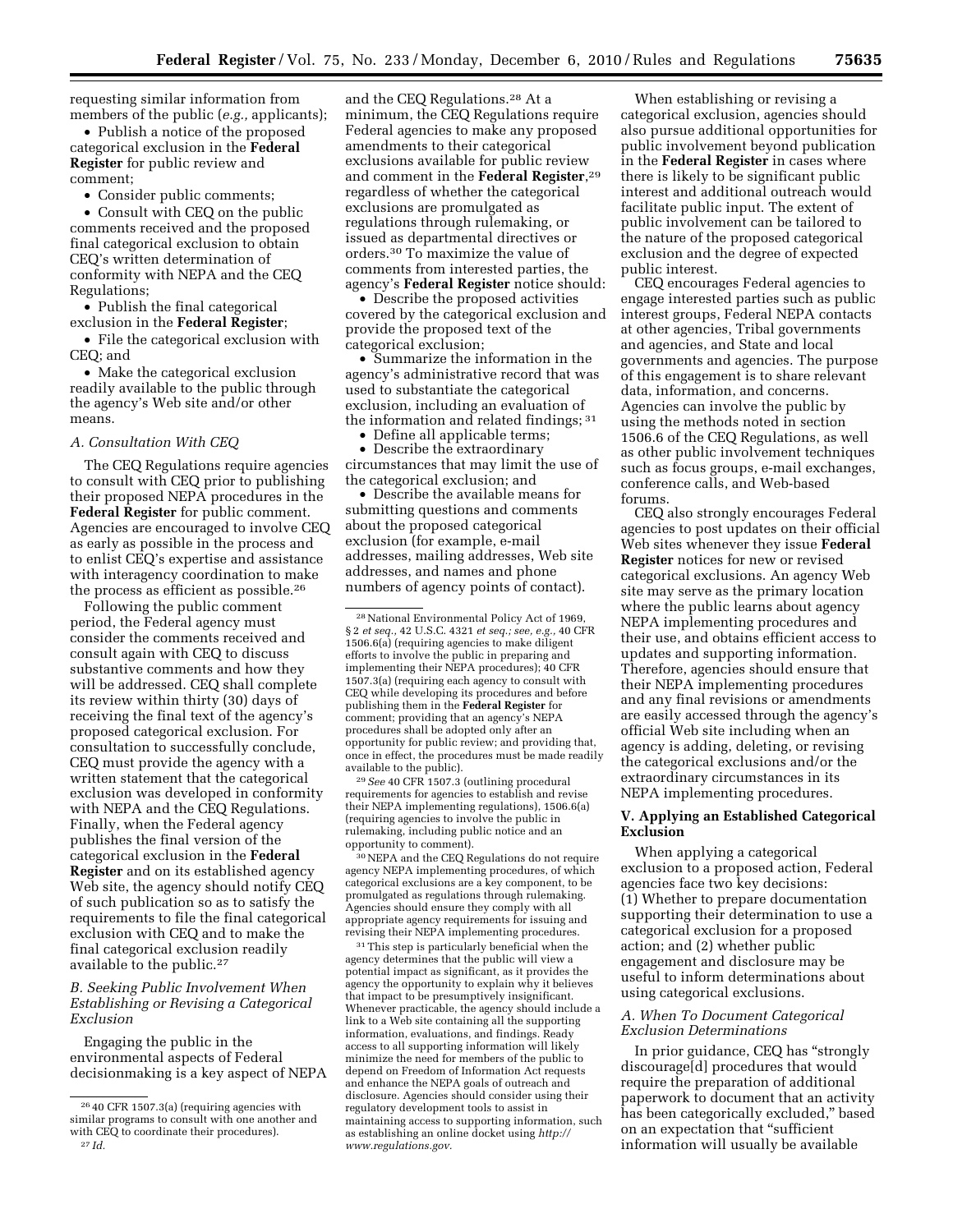requesting similar information from members of the public (*e.g.,* applicants);

- Publish a notice of the proposed categorical exclusion in the **Federal Register** for public review and comment;
- Consider public comments;
- Consult with CEQ on the public comments received and the proposed final categorical exclusion to obtain CEQ's written determination of conformity with NEPA and the CEQ Regulations;
- Publish the final categorical exclusion in the **Federal Register**;
- File the categorical exclusion with CEQ; and
- Make the categorical exclusion readily available to the public through the agency's Web site and/or other means.

### *A. Consultation With CEQ*

The CEQ Regulations require agencies to consult with CEQ prior to publishing their proposed NEPA procedures in the **Federal Register** for public comment. Agencies are encouraged to involve CEQ as early as possible in the process and to enlist CEQ's expertise and assistance with interagency coordination to make the process as efficient as possible.[26]

Following the public comment period, the Federal agency must consider the comments received and consult again with CEQ to discuss substantive comments and how they will be addressed. CEQ shall complete its review within thirty (30) days of receiving the final text of the agency's proposed categorical exclusion. For consultation to successfully conclude, CEQ must provide the agency with a written statement that the categorical exclusion was developed in conformity with NEPA and the CEQ Regulations. Finally, when the Federal agency publishes the final version of the categorical exclusion in the **Federal Register** and on its established agency Web site, the agency should notify CEQ of such publication so as to satisfy the requirements to file the final categorical exclusion with CEQ and to make the final categorical exclusion readily available to the public.[27]

### *B. Seeking Public Involvement When Establishing or Revising a Categorical Exclusion*

Engaging the public in the environmental aspects of Federal decisionmaking is a key aspect of NEPA and the CEQ Regulations.[28] At a minimum, the CEQ Regulations require Federal agencies to make any proposed amendments to their categorical exclusions available for public review and comment in the **Federal Register**,[29] regardless of whether the categorical exclusions are promulgated as regulations through rulemaking, or issued as departmental directives or orders.[30] To maximize the value of comments from interested parties, the agency's **Federal Register** notice should:

- Describe the proposed activities covered by the categorical exclusion and provide the proposed text of the categorical exclusion;
- Summarize the information in the agency's administrative record that was used to substantiate the categorical exclusion, including an evaluation of the information and related findings; [31]
- Define all applicable terms;
- Describe the extraordinary circumstances that may limit the use of the categorical exclusion; and
- Describe the available means for submitting questions and comments about the proposed categorical exclusion (for example, e-mail addresses, mailing addresses, Web site addresses, and names and phone numbers of agency points of contact).

When establishing or revising a categorical exclusion, agencies should also pursue additional opportunities for public involvement beyond publication in the **Federal Register** in cases where there is likely to be significant public interest and additional outreach would facilitate public input. The extent of public involvement can be tailored to the nature of the proposed categorical exclusion and the degree of expected public interest.

CEQ encourages Federal agencies to engage interested parties such as public interest groups, Federal NEPA contacts at other agencies, Tribal governments and agencies, and State and local governments and agencies. The purpose of this engagement is to share relevant data, information, and concerns. Agencies can involve the public by using the methods noted in section 1506.6 of the CEQ Regulations, as well as other public involvement techniques such as focus groups, e-mail exchanges, conference calls, and Web-based forums.

CEQ also strongly encourages Federal agencies to post updates on their official Web sites whenever they issue **Federal Register** notices for new or revised categorical exclusions. An agency Web site may serve as the primary location where the public learns about agency NEPA implementing procedures and their use, and obtains efficient access to updates and supporting information. Therefore, agencies should ensure that their NEPA implementing procedures and any final revisions or amendments are easily accessed through the agency's official Web site including when an agency is adding, deleting, or revising the categorical exclusions and/or the extraordinary circumstances in its NEPA implementing procedures.

## V. Applying an Established Categorical Exclusion

When applying a categorical exclusion to a proposed action, Federal agencies face two key decisions: (1) Whether to prepare documentation supporting their determination to use a categorical exclusion for a proposed action; and (2) whether public engagement and disclosure may be useful to inform determinations about using categorical exclusions.

### *A. When To Document Categorical Exclusion Determinations*

In prior guidance, CEQ has "strongly discourage[d] procedures that would require the preparation of additional paperwork to document that an activity has been categorically excluded," based on an expectation that "sufficient information will usually be available

---

[26] 40 CFR 1507.3(a) (requiring agencies with similar programs to consult with one another and with CEQ to coordinate their procedures).

[27] *Id.*

[28] National Environmental Policy Act of 1969, § 2 *et seq.,* 42 U.S.C. 4321 *et seq.; see, e.g.,* 40 CFR 1506.6(a) (requiring agencies to make diligent efforts to involve the public in preparing and implementing their NEPA procedures); 40 CFR 1507.3(a) (requiring each agency to consult with CEQ while developing its procedures and before publishing them in the **Federal Register** for comment; providing that an agency's NEPA procedures shall be adopted only after an opportunity for public review; and providing that, once in effect, the procedures must be made readily available to the public).

[29] *See* 40 CFR 1507.3 (outlining procedural requirements for agencies to establish and revise their NEPA implementing regulations), 1506.6(a) (requiring agencies to involve the public in rulemaking, including public notice and an opportunity to comment).

[30] NEPA and the CEQ Regulations do not require agency NEPA implementing procedures, of which categorical exclusions are a key component, to be promulgated as regulations through rulemaking. Agencies should ensure they comply with all appropriate agency requirements for issuing and revising their NEPA implementing procedures.

[31] This step is particularly beneficial when the agency determines that the public will view a potential impact as significant, as it provides the agency the opportunity to explain why it believes that impact to be presumptively insignificant. Whenever practicable, the agency should include a link to a Web site containing all the supporting information, evaluations, and findings. Ready access to all supporting information will likely minimize the need for members of the public to depend on Freedom of Information Act requests and enhance the NEPA goals of outreach and disclosure. Agencies should consider using their regulatory development tools to assist in maintaining access to supporting information, such as establishing an online docket using *http://www.regulations.gov.*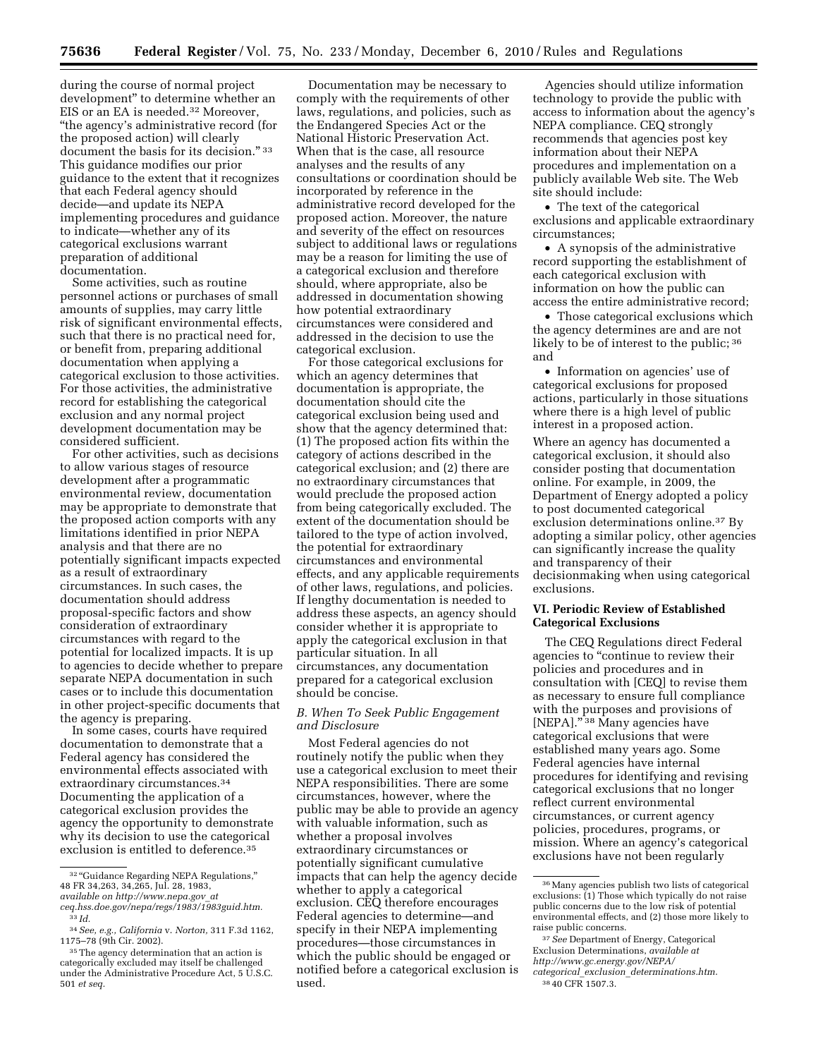during the course of normal project development" to determine whether an EIS or an EA is needed.[32] Moreover, "the agency's administrative record (for the proposed action) will clearly document the basis for its decision." [33] This guidance modifies our prior guidance to the extent that it recognizes that each Federal agency should decide—and update its NEPA implementing procedures and guidance to indicate—whether any of its categorical exclusions warrant preparation of additional documentation.

Some activities, such as routine personnel actions or purchases of small amounts of supplies, may carry little risk of significant environmental effects, such that there is no practical need for, or benefit from, preparing additional documentation when applying a categorical exclusion to those activities. For those activities, the administrative record for establishing the categorical exclusion and any normal project development documentation may be considered sufficient.

For other activities, such as decisions to allow various stages of resource development after a programmatic environmental review, documentation may be appropriate to demonstrate that the proposed action comports with any limitations identified in prior NEPA analysis and that there are no potentially significant impacts expected as a result of extraordinary circumstances. In such cases, the documentation should address proposal-specific factors and show consideration of extraordinary circumstances with regard to the potential for localized impacts. It is up to agencies to decide whether to prepare separate NEPA documentation in such cases or to include this documentation in other project-specific documents that the agency is preparing.

In some cases, courts have required documentation to demonstrate that a Federal agency has considered the environmental effects associated with extraordinary circumstances.[34] Documenting the application of a categorical exclusion provides the agency the opportunity to demonstrate why its decision to use the categorical exclusion is entitled to deference.[35]

Documentation may be necessary to comply with the requirements of other laws, regulations, and policies, such as the Endangered Species Act or the National Historic Preservation Act. When that is the case, all resource analyses and the results of any consultations or coordination should be incorporated by reference in the administrative record developed for the proposed action. Moreover, the nature and severity of the effect on resources subject to additional laws or regulations may be a reason for limiting the use of a categorical exclusion and therefore should, where appropriate, also be addressed in documentation showing how potential extraordinary circumstances were considered and addressed in the decision to use the categorical exclusion.

For those categorical exclusions for which an agency determines that documentation is appropriate, the documentation should cite the categorical exclusion being used and show that the agency determined that: (1) The proposed action fits within the category of actions described in the categorical exclusion; and (2) there are no extraordinary circumstances that would preclude the proposed action from being categorically excluded. The extent of the documentation should be tailored to the type of action involved, the potential for extraordinary circumstances and environmental effects, and any applicable requirements of other laws, regulations, and policies. If lengthy documentation is needed to address these aspects, an agency should consider whether it is appropriate to apply the categorical exclusion in that particular situation. In all circumstances, any documentation prepared for a categorical exclusion should be concise.

### *B. When To Seek Public Engagement and Disclosure*

Most Federal agencies do not routinely notify the public when they use a categorical exclusion to meet their NEPA responsibilities. There are some circumstances, however, where the public may be able to provide an agency with valuable information, such as whether a proposal involves extraordinary circumstances or potentially significant cumulative impacts that can help the agency decide whether to apply a categorical exclusion. CEQ therefore encourages Federal agencies to determine—and specify in their NEPA implementing procedures—those circumstances in which the public should be engaged or notified before a categorical exclusion is used.

Agencies should utilize information technology to provide the public with access to information about the agency's NEPA compliance. CEQ strongly recommends that agencies post key information about their NEPA procedures and implementation on a publicly available Web site. The Web site should include:

- The text of the categorical exclusions and applicable extraordinary circumstances;
- A synopsis of the administrative record supporting the establishment of each categorical exclusion with information on how the public can access the entire administrative record;
- Those categorical exclusions which the agency determines are and are not likely to be of interest to the public; [36] and
- Information on agencies' use of categorical exclusions for proposed actions, particularly in those situations where there is a high level of public interest in a proposed action.

Where an agency has documented a categorical exclusion, it should also consider posting that documentation online. For example, in 2009, the Department of Energy adopted a policy to post documented categorical exclusion determinations online.[37] By adopting a similar policy, other agencies can significantly increase the quality and transparency of their decisionmaking when using categorical exclusions.

## VI. Periodic Review of Established Categorical Exclusions

The CEQ Regulations direct Federal agencies to "continue to review their policies and procedures and in consultation with [CEQ] to revise them as necessary to ensure full compliance with the purposes and provisions of [NEPA]." [38] Many agencies have categorical exclusions that were established many years ago. Some Federal agencies have internal procedures for identifying and revising categorical exclusions that no longer reflect current environmental circumstances, or current agency policies, procedures, programs, or mission. Where an agency's categorical exclusions have not been regularly

---

[32] "Guidance Regarding NEPA Regulations," 48 FR 34,263, 34,265, Jul. 28, 1983, *available on http://www.nepa.gov_at ceq.hss.doe.gov/nepa/regs/1983/1983guid.htm.*

[33] *Id.*

[34] *See, e.g., California* v. *Norton,* 311 F.3d 1162, 1175–78 (9th Cir. 2002).

[35] The agency determination that an action is categorically excluded may itself be challenged under the Administrative Procedure Act, 5 U.S.C. 501 *et seq.*

[36] Many agencies publish two lists of categorical exclusions: (1) Those which typically do not raise public concerns due to the low risk of potential environmental effects, and (2) those more likely to raise public concerns.

[37] *See* Department of Energy, Categorical Exclusion Determinations, *available at http://www.gc.energy.gov/NEPA/categorical_exclusion_determinations.htm.*

[38] 40 CFR 1507.3.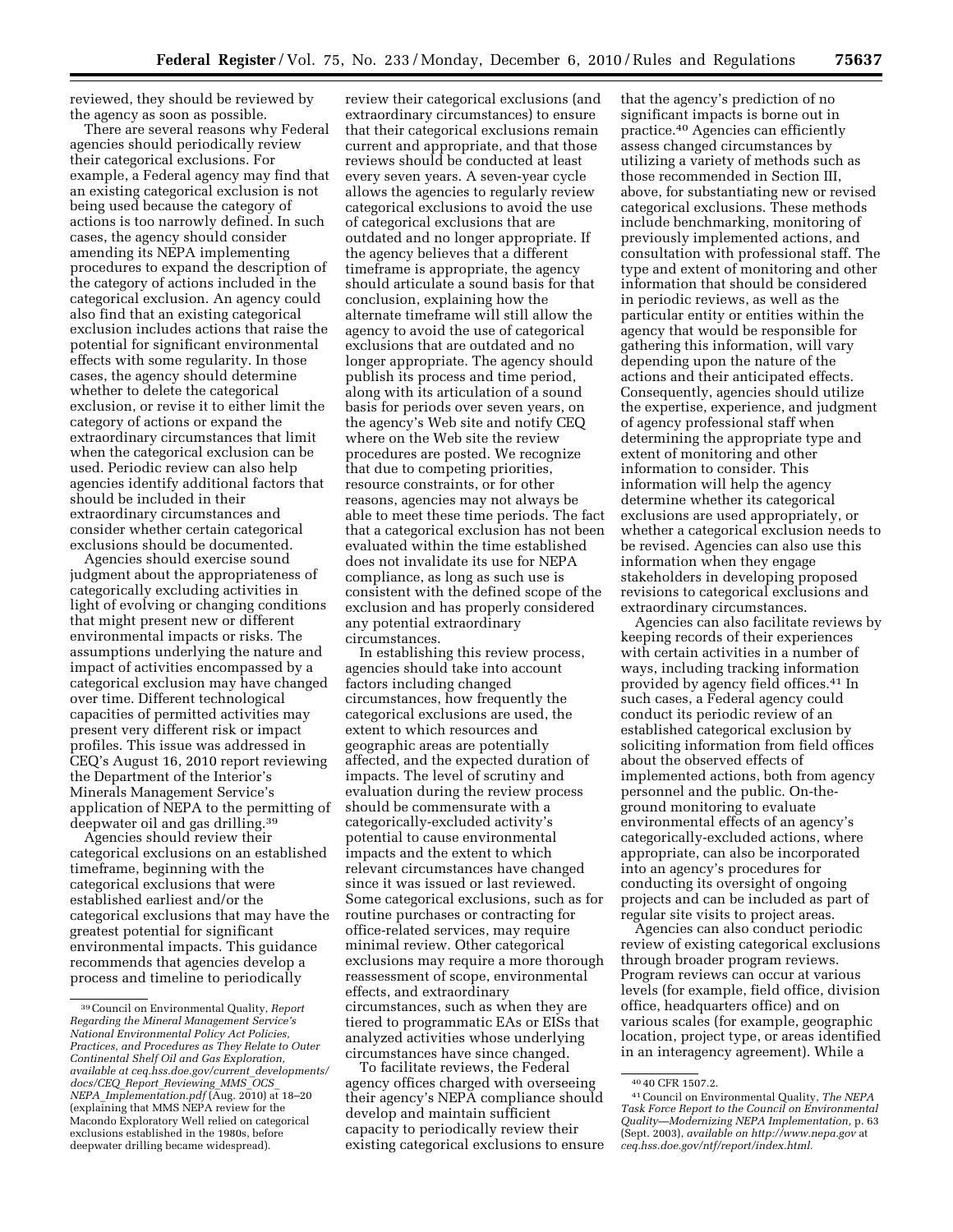reviewed, they should be reviewed by the agency as soon as possible.

There are several reasons why Federal agencies should periodically review their categorical exclusions. For example, a Federal agency may find that an existing categorical exclusion is not being used because the category of actions is too narrowly defined. In such cases, the agency should consider amending its NEPA implementing procedures to expand the description of the category of actions included in the categorical exclusion. An agency could also find that an existing categorical exclusion includes actions that raise the potential for significant environmental effects with some regularity. In those cases, the agency should determine whether to delete the categorical exclusion, or revise it to either limit the category of actions or expand the extraordinary circumstances that limit when the categorical exclusion can be used. Periodic review can also help agencies identify additional factors that should be included in their extraordinary circumstances and consider whether certain categorical exclusions should be documented.

Agencies should exercise sound judgment about the appropriateness of categorically excluding activities in light of evolving or changing conditions that might present new or different environmental impacts or risks. The assumptions underlying the nature and impact of activities encompassed by a categorical exclusion may have changed over time. Different technological capacities of permitted activities may present very different risk or impact profiles. This issue was addressed in CEQ's August 16, 2010 report reviewing the Department of the Interior's Minerals Management Service's application of NEPA to the permitting of deepwater oil and gas drilling.[39]

Agencies should review their categorical exclusions on an established timeframe, beginning with the categorical exclusions that were established earliest and/or the categorical exclusions that may have the greatest potential for significant environmental impacts. This guidance recommends that agencies develop a process and timeline to periodically review their categorical exclusions (and extraordinary circumstances) to ensure that their categorical exclusions remain current and appropriate, and that those reviews should be conducted at least every seven years. A seven-year cycle allows the agencies to regularly review categorical exclusions to avoid the use of categorical exclusions that are outdated and no longer appropriate. If the agency believes that a different timeframe is appropriate, the agency should articulate a sound basis for that conclusion, explaining how the alternate timeframe will still allow the agency to avoid the use of categorical exclusions that are outdated and no longer appropriate. The agency should publish its process and time period, along with its articulation of a sound basis for periods over seven years, on the agency's Web site and notify CEQ where on the Web site the review procedures are posted. We recognize that due to competing priorities, resource constraints, or for other reasons, agencies may not always be able to meet these time periods. The fact that a categorical exclusion has not been evaluated within the time established does not invalidate its use for NEPA compliance, as long as such use is consistent with the defined scope of the exclusion and has properly considered any potential extraordinary circumstances.

In establishing this review process, agencies should take into account factors including changed circumstances, how frequently the categorical exclusions are used, the extent to which resources and geographic areas are potentially affected, and the expected duration of impacts. The level of scrutiny and evaluation during the review process should be commensurate with a categorically-excluded activity's potential to cause environmental impacts and the extent to which relevant circumstances have changed since it was issued or last reviewed. Some categorical exclusions, such as for routine purchases or contracting for office-related services, may require minimal review. Other categorical exclusions may require a more thorough reassessment of scope, environmental effects, and extraordinary circumstances, such as when they are tiered to programmatic EAs or EISs that analyzed activities whose underlying circumstances have since changed.

To facilitate reviews, the Federal agency offices charged with overseeing their agency's NEPA compliance should develop and maintain sufficient capacity to periodically review their existing categorical exclusions to ensure that the agency's prediction of no significant impacts is borne out in practice.[40] Agencies can efficiently assess changed circumstances by utilizing a variety of methods such as those recommended in Section III, above, for substantiating new or revised categorical exclusions. These methods include benchmarking, monitoring of previously implemented actions, and consultation with professional staff. The type and extent of monitoring and other information that should be considered in periodic reviews, as well as the particular entity or entities within the agency that would be responsible for gathering this information, will vary depending upon the nature of the actions and their anticipated effects. Consequently, agencies should utilize the expertise, experience, and judgment of agency professional staff when determining the appropriate type and extent of monitoring and other information to consider. This information will help the agency determine whether its categorical exclusions are used appropriately, or whether a categorical exclusion needs to be revised. Agencies can also use this information when they engage stakeholders in developing proposed revisions to categorical exclusions and extraordinary circumstances.

Agencies can also facilitate reviews by keeping records of their experiences with certain activities in a number of ways, including tracking information provided by agency field offices.[41] In such cases, a Federal agency could conduct its periodic review of an established categorical exclusion by soliciting information from field offices about the observed effects of implemented actions, both from agency personnel and the public. On-the-ground monitoring to evaluate environmental effects of an agency's categorically-excluded actions, where appropriate, can also be incorporated into an agency's procedures for conducting its oversight of ongoing projects and can be included as part of regular site visits to project areas.

Agencies can also conduct periodic review of existing categorical exclusions through broader program reviews. Program reviews can occur at various levels (for example, field office, division office, headquarters office) and on various scales (for example, geographic location, project type, or areas identified in an interagency agreement). While a

---

[39] Council on Environmental Quality, *Report Regarding the Mineral Management Service's National Environmental Policy Act Policies, Practices, and Procedures as They Relate to Outer Continental Shelf Oil and Gas Exploration, available at ceq.hss.doe.gov/current_developments/docs/CEQ_Report_Reviewing_MMS_OCS_NEPA_Implementation.pdf* (Aug. 2010) at 18–20 (explaining that MMS NEPA review for the Macondo Exploratory Well relied on categorical exclusions established in the 1980s, before deepwater drilling became widespread).

[40] 40 CFR 1507.2.

[41] Council on Environmental Quality, *The NEPA Task Force Report to the Council on Environmental Quality—Modernizing NEPA Implementation,* p. 63 (Sept. 2003), *available on http://www.nepa.gov* at *ceq.hss.doe.gov/ntf/report/index.html.*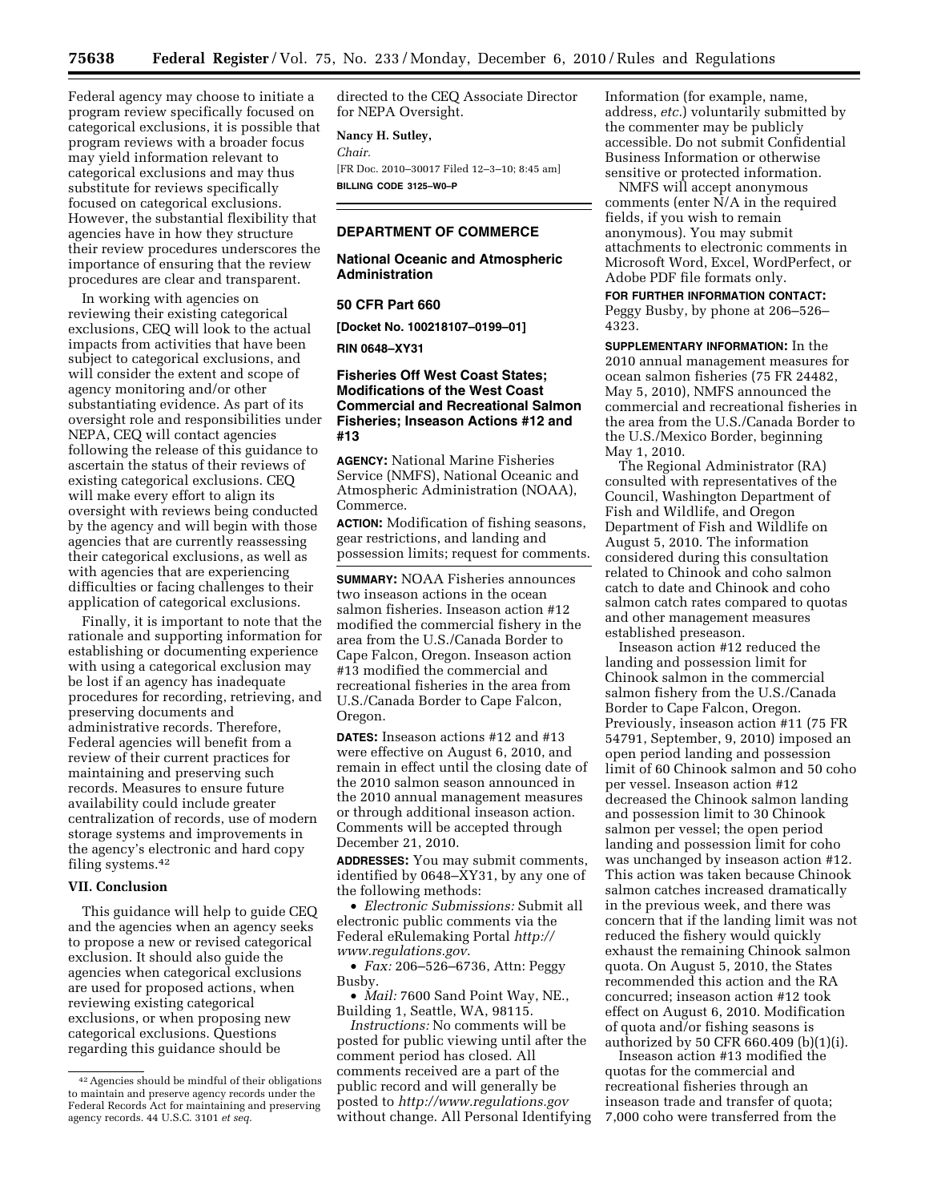Federal agency may choose to initiate a program review specifically focused on categorical exclusions, it is possible that program reviews with a broader focus may yield information relevant to categorical exclusions and may thus substitute for reviews specifically focused on categorical exclusions. However, the substantial flexibility that agencies have in how they structure their review procedures underscores the importance of ensuring that the review procedures are clear and transparent.

In working with agencies on reviewing their existing categorical exclusions, CEQ will look to the actual impacts from activities that have been subject to categorical exclusions, and will consider the extent and scope of agency monitoring and/or other substantiating evidence. As part of its oversight role and responsibilities under NEPA, CEQ will contact agencies following the release of this guidance to ascertain the status of their reviews of existing categorical exclusions. CEQ will make every effort to align its oversight with reviews being conducted by the agency and will begin with those agencies that are currently reassessing their categorical exclusions, as well as with agencies that are experiencing difficulties or facing challenges to their application of categorical exclusions.

Finally, it is important to note that the rationale and supporting information for establishing or documenting experience with using a categorical exclusion may be lost if an agency has inadequate procedures for recording, retrieving, and preserving documents and administrative records. Therefore, Federal agencies will benefit from a review of their current practices for maintaining and preserving such records. Measures to ensure future availability could include greater centralization of records, use of modern storage systems and improvements in the agency's electronic and hard copy filing systems.[42]

## VII. Conclusion

This guidance will help to guide CEQ and the agencies when an agency seeks to propose a new or revised categorical exclusion. It should also guide the agencies when categorical exclusions are used for proposed actions, when reviewing existing categorical exclusions, or when proposing new categorical exclusions. Questions regarding this guidance should be directed to the CEQ Associate Director for NEPA Oversight.

**Nancy H. Sutley,**

*Chair.*

[FR Doc. 2010–30017 Filed 12–3–10; 8:45 am]

**BILLING CODE 3125–W0–P**

[42] Agencies should be mindful of their obligations to maintain and preserve agency records under the Federal Records Act for maintaining and preserving agency records. 44 U.S.C. 3101 *et seq.*

---

## DEPARTMENT OF COMMERCE

### National Oceanic and Atmospheric Administration

### 50 CFR Part 660

**[Docket No. 100218107–0199–01]**

**RIN 0648–XY31**

### Fisheries Off West Coast States; Modifications of the West Coast Commercial and Recreational Salmon Fisheries; Inseason Actions #12 and #13

**AGENCY:** National Marine Fisheries Service (NMFS), National Oceanic and Atmospheric Administration (NOAA), Commerce.

**ACTION:** Modification of fishing seasons, gear restrictions, and landing and possession limits; request for comments.

**SUMMARY:** NOAA Fisheries announces two inseason actions in the ocean salmon fisheries. Inseason action #12 modified the commercial fishery in the area from the U.S./Canada Border to Cape Falcon, Oregon. Inseason action #13 modified the commercial and recreational fisheries in the area from U.S./Canada Border to Cape Falcon, Oregon.

**DATES:** Inseason actions #12 and #13 were effective on August 6, 2010, and remain in effect until the closing date of the 2010 salmon season announced in the 2010 annual management measures or through additional inseason action. Comments will be accepted through December 21, 2010.

**ADDRESSES:** You may submit comments, identified by 0648–XY31, by any one of the following methods:

- *Electronic Submissions:* Submit all electronic public comments via the Federal eRulemaking Portal *http://www.regulations.gov*.
- *Fax:* 206–526–6736, Attn: Peggy Busby.
- *Mail:* 7600 Sand Point Way, NE., Building 1, Seattle, WA, 98115.

*Instructions:* No comments will be posted for public viewing until after the comment period has closed. All comments received are a part of the public record and will generally be posted to *http://www.regulations.gov* without change. All Personal Identifying Information (for example, name, address, *etc.*) voluntarily submitted by the commenter may be publicly accessible. Do not submit Confidential Business Information or otherwise sensitive or protected information.

NMFS will accept anonymous comments (enter N/A in the required fields, if you wish to remain anonymous). You may submit attachments to electronic comments in Microsoft Word, Excel, WordPerfect, or Adobe PDF file formats only.

**FOR FURTHER INFORMATION CONTACT:** Peggy Busby, by phone at 206–526–4323.

**SUPPLEMENTARY INFORMATION:** In the 2010 annual management measures for ocean salmon fisheries (75 FR 24482, May 5, 2010), NMFS announced the commercial and recreational fisheries in the area from the U.S./Canada Border to the U.S./Mexico Border, beginning May 1, 2010.

The Regional Administrator (RA) consulted with representatives of the Council, Washington Department of Fish and Wildlife, and Oregon Department of Fish and Wildlife on August 5, 2010. The information considered during this consultation related to Chinook and coho salmon catch to date and Chinook and coho salmon catch rates compared to quotas and other management measures established preseason.

Inseason action #12 reduced the landing and possession limit for Chinook salmon in the commercial salmon fishery from the U.S./Canada Border to Cape Falcon, Oregon. Previously, inseason action #11 (75 FR 54791, September, 9, 2010) imposed an open period landing and possession limit of 60 Chinook salmon and 50 coho per vessel. Inseason action #12 decreased the Chinook salmon landing and possession limit to 30 Chinook salmon per vessel; the open period landing and possession limit for coho was unchanged by inseason action #12. This action was taken because Chinook salmon catches increased dramatically in the previous week, and there was concern that if the landing limit was not reduced the fishery would quickly exhaust the remaining Chinook salmon quota. On August 5, 2010, the States recommended this action and the RA concurred; inseason action #12 took effect on August 6, 2010. Modification of quota and/or fishing seasons is authorized by 50 CFR 660.409 (b)(1)(i).

Inseason action #13 modified the quotas for the commercial and recreational fisheries through an inseason trade and transfer of quota; 7,000 coho were transferred from the